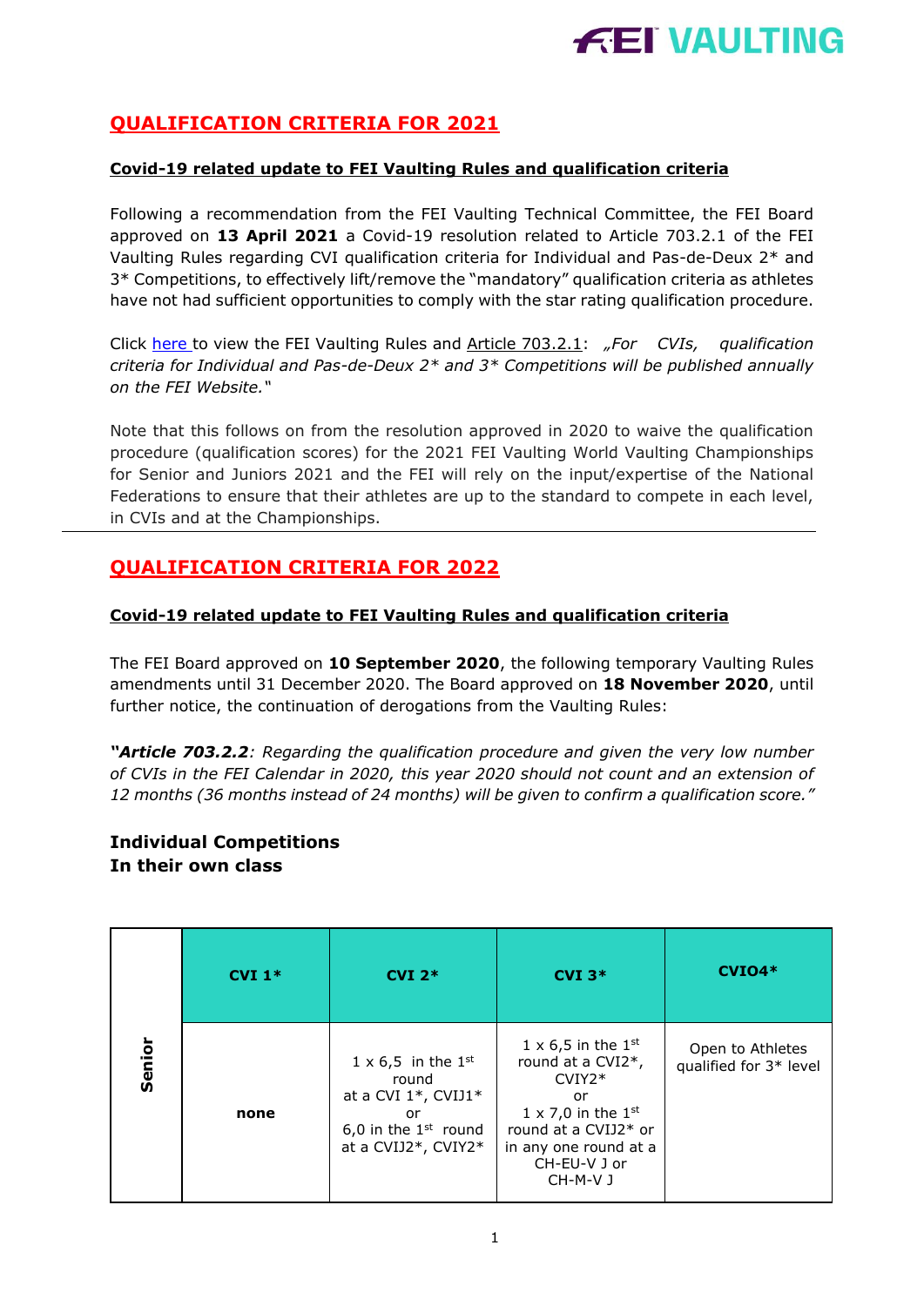## QUALIFICATION CRITERIA FOR 2021

**Covid-19 related update to FEI Vaulting Rules and qualification criteria**

Following a recommendation from the FEI Vaulting Technical Committee, the FEI Board approved on **13 April 2021** a Covid-19 resolution related to Article 703.2.1 of the FEI Vaulting Rules regarding CVI qualification criteria for Individual and Pas-de-Deux 2* and 3* Competitions, to effectively lift/remove the "mandatory" qualification criteria as athletes have not had sufficient opportunities to comply with the star rating qualification procedure.

Click here to view the FEI Vaulting Rules and Article 703.2.1: *„For CVIs, qualification criteria for Individual and Pas-de-Deux 2* and 3* Competitions will be published annually on the FEI Website."*

Note that this follows on from the resolution approved in 2020 to waive the qualification procedure (qualification scores) for the 2021 FEI Vaulting World Vaulting Championships for Senior and Juniors 2021 and the FEI will rely on the input/expertise of the National Federations to ensure that their athletes are up to the standard to compete in each level, in CVIs and at the Championships.

---

## QUALIFICATION CRITERIA FOR 2022

**Covid-19 related update to FEI Vaulting Rules and qualification criteria**

The FEI Board approved on **10 September 2020**, the following temporary Vaulting Rules amendments until 31 December 2020. The Board approved on **18 November 2020**, until further notice, the continuation of derogations from the Vaulting Rules:

***"Article 703.2.2****: Regarding the qualification procedure and given the very low number of CVIs in the FEI Calendar in 2020, this year 2020 should not count and an extension of 12 months (36 months instead of 24 months) will be given to confirm a qualification score."*

### Individual Competitions
### In their own class

| | CVI 1* | CVI 2* | CVI 3* | CVIO4* |
|---|---|---|---|---|
| **Senior** | **none** | 1 x 6,5 in the 1st round at a CVI 1*, CVIJ1* or 6,0 in the 1st round at a CVIJ2*, CVIY2* | 1 x 6,5 in the 1st round at a CVI2*, CVIY2* or 1 x 7,0 in the 1st round at a CVIJ2* or in any one round at a CH-EU-V J or CH-M-V J | Open to Athletes qualified for 3* level |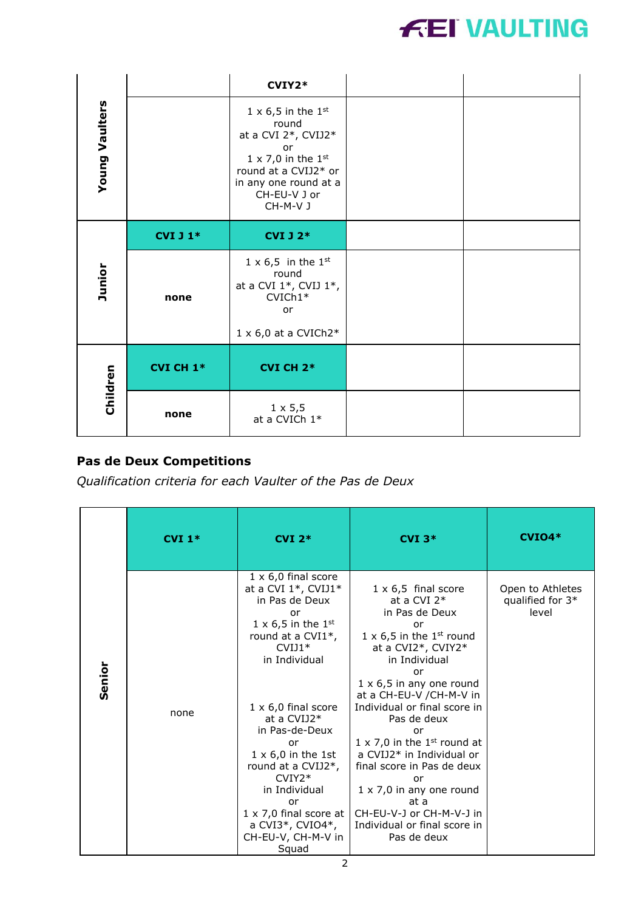| | | | | |
|---|---|---|---|---|
| **Young Vaulters** | | **CVIY2*** | | |
| | | 1 x 6,5 in the 1st round at a CVI 2*, CVIJ2* or 1 x 7,0 in the 1st round at a CVIJ2* or in any one round at a CH-EU-V J or CH-M-V J | | |
| **Junior** | **CVI J 1*** | **CVI J 2*** | | |
| | **none** | 1 x 6,5 in the 1st round at a CVI 1*, CVIJ 1*, CVICh1* or 1 x 6,0 at a CVICh2* | | |
| **Children** | **CVI CH 1*** | **CVI CH 2*** | | |
| | **none** | 1 x 5,5 at a CVICh 1* | | |

## Pas de Deux Competitions

*Qualification criteria for each Vaulter of the Pas de Deux*

| | **CVI 1*** | **CVI 2*** | **CVI 3*** | **CVIO4*** |
|---|---|---|---|---|
| **Senior** | none | 1 x 6,0 final score at a CVI 1*, CVIJ1* in Pas de Deux or 1 x 6,5 in the 1st round at a CVI1*, CVIJ1* in Individual<br><br>1 x 6,0 final score at a CVIJ2* in Pas-de-Deux or 1 x 6,0 in the 1st round at a CVIJ2*, CVIY2* in Individual or 1 x 7,0 final score at a CVI3*, CVIO4*, CH-EU-V, CH-M-V in Squad | 1 x 6,5 final score at a CVI 2* in Pas de Deux or 1 x 6,5 in the 1st round at a CVI2*, CVIY2* in Individual or 1 x 6,5 in any one round at a CH-EU-V /CH-M-V in Individual or final score in Pas de deux or 1 x 7,0 in the 1st round at a CVIJ2* in Individual or final score in Pas de deux or 1 x 7,0 in any one round at a CH-EU-V-J or CH-M-V-J in Individual or final score in Pas de deux | Open to Athletes qualified for 3* level |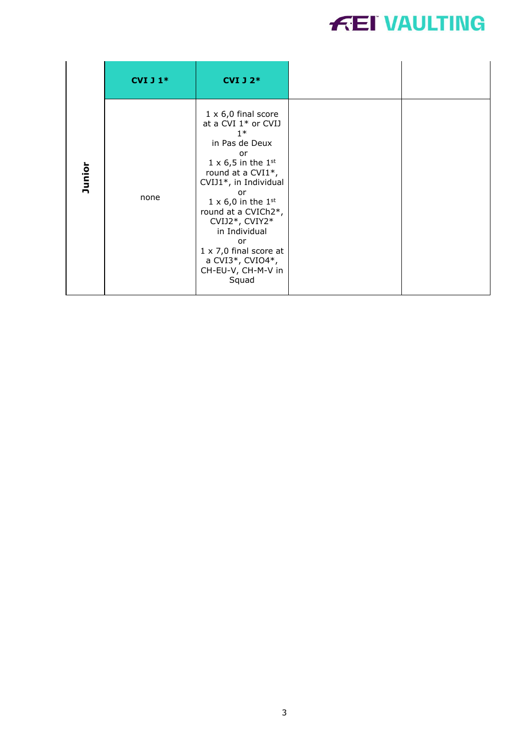| | CVI J 1* | CVI J 2* | | |
|---|---|---|---|---|
| **Junior** | none | 1 x 6,0 final score at a CVI 1* or CVIJ 1* in Pas de Deux<br>or<br>1 x 6,5 in the 1st round at a CVI1*, CVIJ1*, in Individual<br>or<br>1 x 6,0 in the 1st round at a CVICh2*, CVIJ2*, CVIY2* in Individual<br>or<br>1 x 7,0 final score at a CVI3*, CVIO4*, CH-EU-V, CH-M-V in Squad | | |